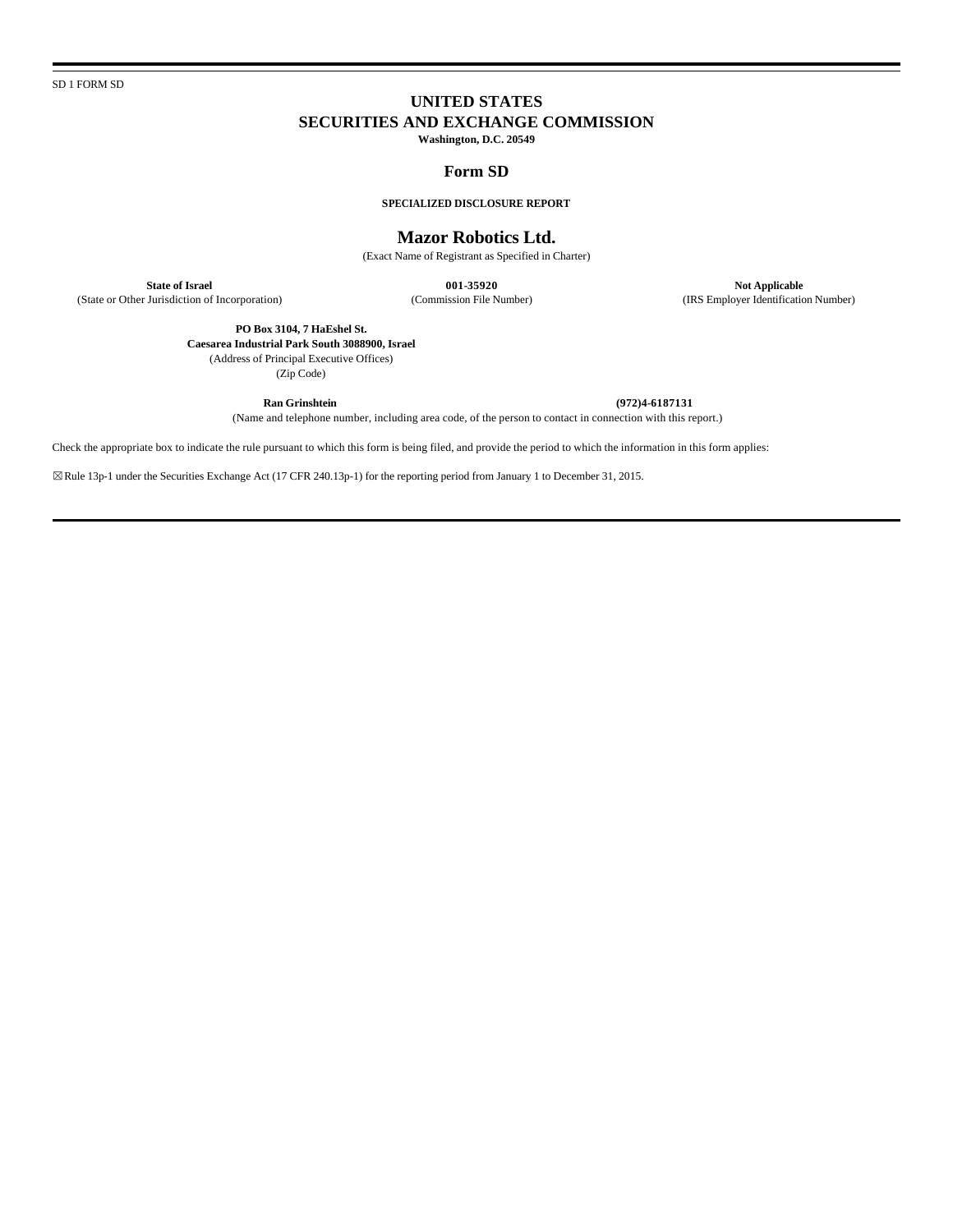SD 1 FORM SD

# UNITED STATES
# SECURITIES AND EXCHANGE COMMISSION

**Washington, D.C. 20549**

## Form SD

**SPECIALIZED DISCLOSURE REPORT**

## Mazor Robotics Ltd.

(Exact Name of Registrant as Specified in Charter)

| **State of Israel** | **001-35920** | **Not Applicable** |
|---|---|---|
| (State or Other Jurisdiction of Incorporation) | (Commission File Number) | (IRS Employer Identification Number) |

**PO Box 3104, 7 HaEshel St.**
**Caesarea Industrial Park South 3088900, Israel**
(Address of Principal Executive Offices)
(Zip Code)

**Ran Grinshtein** **(972)4-6187131**
(Name and telephone number, including area code, of the person to contact in connection with this report.)

Check the appropriate box to indicate the rule pursuant to which this form is being filed, and provide the period to which the information in this form applies:

☒ Rule 13p-1 under the Securities Exchange Act (17 CFR 240.13p-1) for the reporting period from January 1 to December 31, 2015.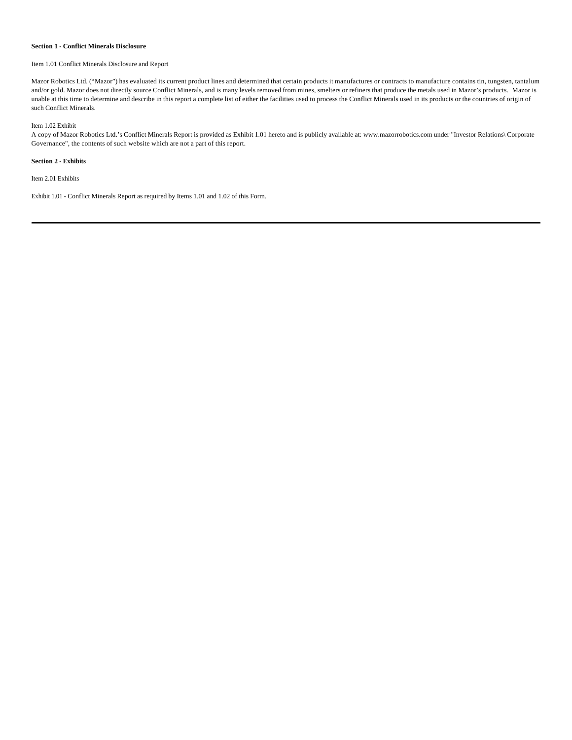**Section 1 - Conflict Minerals Disclosure**

Item 1.01 Conflict Minerals Disclosure and Report

Mazor Robotics Ltd. ("Mazor") has evaluated its current product lines and determined that certain products it manufactures or contracts to manufacture contains tin, tungsten, tantalum and/or gold. Mazor does not directly source Conflict Minerals, and is many levels removed from mines, smelters or refiners that produce the metals used in Mazor's products. Mazor is unable at this time to determine and describe in this report a complete list of either the facilities used to process the Conflict Minerals used in its products or the countries of origin of such Conflict Minerals.

Item 1.02 Exhibit

A copy of Mazor Robotics Ltd.'s Conflict Minerals Report is provided as Exhibit 1.01 hereto and is publicly available at: www.mazorrobotics.com under "Investor Relations\ Corporate Governance", the contents of such website which are not a part of this report.

**Section 2 - Exhibits**

Item 2.01 Exhibits

Exhibit 1.01 - Conflict Minerals Report as required by Items 1.01 and 1.02 of this Form.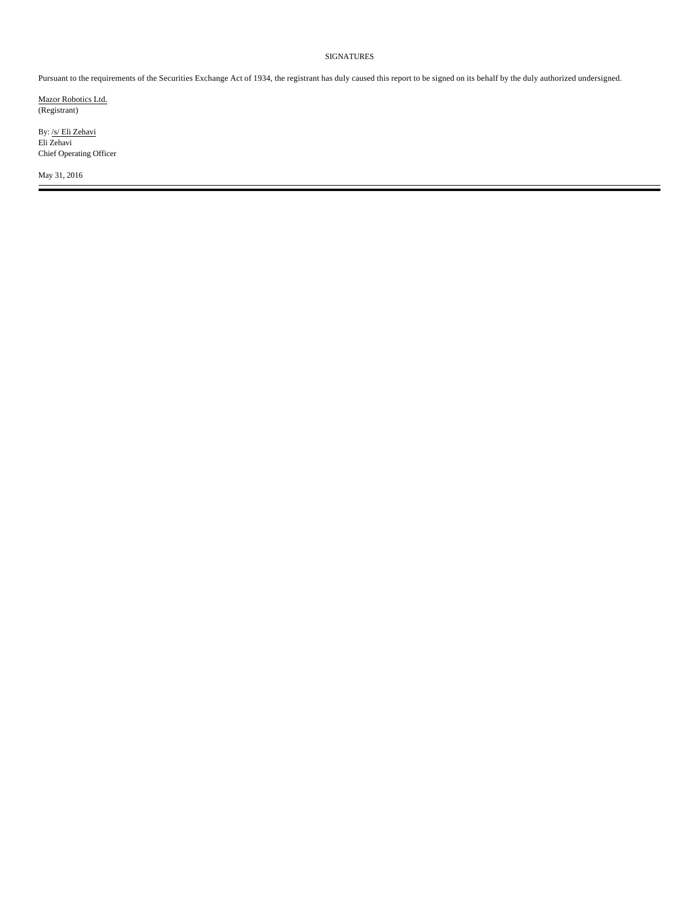SIGNATURES

Pursuant to the requirements of the Securities Exchange Act of 1934, the registrant has duly caused this report to be signed on its behalf by the duly authorized undersigned.

Mazor Robotics Ltd.
(Registrant)

By: /s/ Eli Zehavi
Eli Zehavi
Chief Operating Officer

May 31, 2016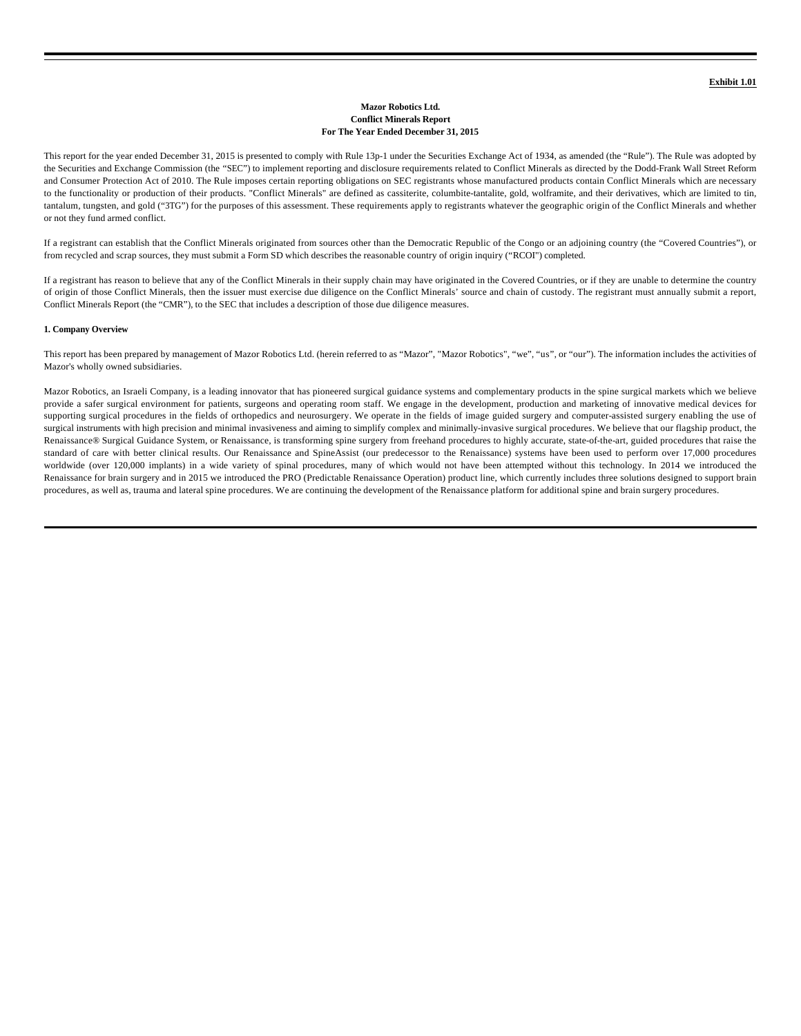**Exhibit 1.01**

**Mazor Robotics Ltd.**
**Conflict Minerals Report**
**For The Year Ended December 31, 2015**

This report for the year ended December 31, 2015 is presented to comply with Rule 13p-1 under the Securities Exchange Act of 1934, as amended (the "Rule"). The Rule was adopted by the Securities and Exchange Commission (the "SEC") to implement reporting and disclosure requirements related to Conflict Minerals as directed by the Dodd-Frank Wall Street Reform and Consumer Protection Act of 2010. The Rule imposes certain reporting obligations on SEC registrants whose manufactured products contain Conflict Minerals which are necessary to the functionality or production of their products. "Conflict Minerals" are defined as cassiterite, columbite-tantalite, gold, wolframite, and their derivatives, which are limited to tin, tantalum, tungsten, and gold ("3TG") for the purposes of this assessment. These requirements apply to registrants whatever the geographic origin of the Conflict Minerals and whether or not they fund armed conflict.

If a registrant can establish that the Conflict Minerals originated from sources other than the Democratic Republic of the Congo or an adjoining country (the "Covered Countries"), or from recycled and scrap sources, they must submit a Form SD which describes the reasonable country of origin inquiry ("RCOI") completed.

If a registrant has reason to believe that any of the Conflict Minerals in their supply chain may have originated in the Covered Countries, or if they are unable to determine the country of origin of those Conflict Minerals, then the issuer must exercise due diligence on the Conflict Minerals' source and chain of custody. The registrant must annually submit a report, Conflict Minerals Report (the "CMR"), to the SEC that includes a description of those due diligence measures.

**1. Company Overview**

This report has been prepared by management of Mazor Robotics Ltd. (herein referred to as "Mazor", "Mazor Robotics", "we", "us", or "our"). The information includes the activities of Mazor's wholly owned subsidiaries.

Mazor Robotics, an Israeli Company, is a leading innovator that has pioneered surgical guidance systems and complementary products in the spine surgical markets which we believe provide a safer surgical environment for patients, surgeons and operating room staff. We engage in the development, production and marketing of innovative medical devices for supporting surgical procedures in the fields of orthopedics and neurosurgery. We operate in the fields of image guided surgery and computer-assisted surgery enabling the use of surgical instruments with high precision and minimal invasiveness and aiming to simplify complex and minimally-invasive surgical procedures. We believe that our flagship product, the Renaissance® Surgical Guidance System, or Renaissance, is transforming spine surgery from freehand procedures to highly accurate, state-of-the-art, guided procedures that raise the standard of care with better clinical results. Our Renaissance and SpineAssist (our predecessor to the Renaissance) systems have been used to perform over 17,000 procedures worldwide (over 120,000 implants) in a wide variety of spinal procedures, many of which would not have been attempted without this technology. In 2014 we introduced the Renaissance for brain surgery and in 2015 we introduced the PRO (Predictable Renaissance Operation) product line, which currently includes three solutions designed to support brain procedures, as well as, trauma and lateral spine procedures. We are continuing the development of the Renaissance platform for additional spine and brain surgery procedures.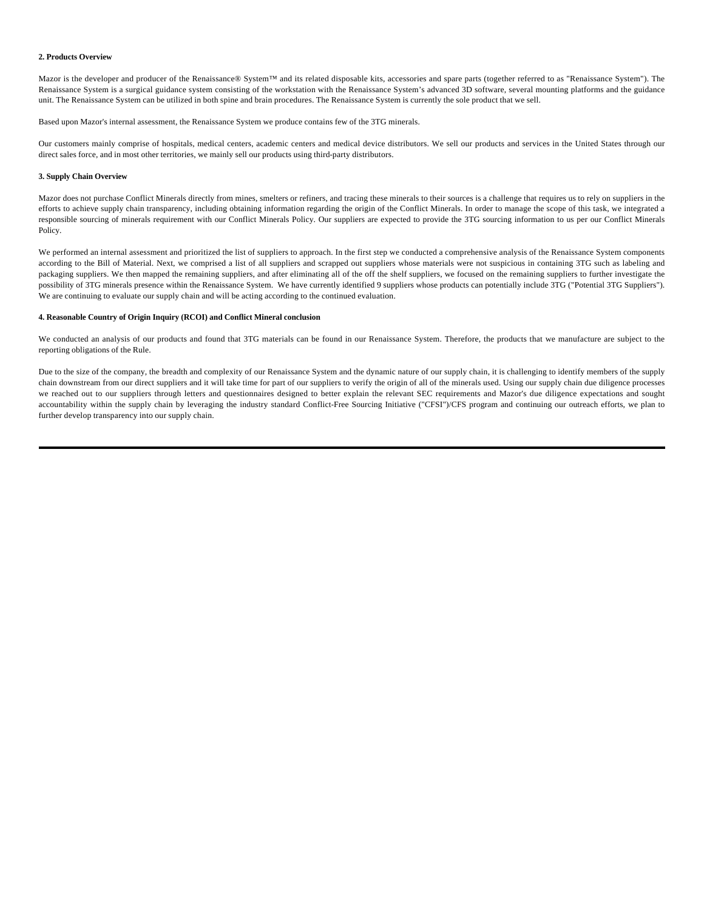**2. Products Overview**

Mazor is the developer and producer of the Renaissance® System™ and its related disposable kits, accessories and spare parts (together referred to as "Renaissance System"). The Renaissance System is a surgical guidance system consisting of the workstation with the Renaissance System's advanced 3D software, several mounting platforms and the guidance unit. The Renaissance System can be utilized in both spine and brain procedures. The Renaissance System is currently the sole product that we sell.

Based upon Mazor's internal assessment, the Renaissance System we produce contains few of the 3TG minerals.

Our customers mainly comprise of hospitals, medical centers, academic centers and medical device distributors. We sell our products and services in the United States through our direct sales force, and in most other territories, we mainly sell our products using third-party distributors.

**3. Supply Chain Overview**

Mazor does not purchase Conflict Minerals directly from mines, smelters or refiners, and tracing these minerals to their sources is a challenge that requires us to rely on suppliers in the efforts to achieve supply chain transparency, including obtaining information regarding the origin of the Conflict Minerals. In order to manage the scope of this task, we integrated a responsible sourcing of minerals requirement with our Conflict Minerals Policy. Our suppliers are expected to provide the 3TG sourcing information to us per our Conflict Minerals Policy.

We performed an internal assessment and prioritized the list of suppliers to approach. In the first step we conducted a comprehensive analysis of the Renaissance System components according to the Bill of Material. Next, we comprised a list of all suppliers and scrapped out suppliers whose materials were not suspicious in containing 3TG such as labeling and packaging suppliers. We then mapped the remaining suppliers, and after eliminating all of the off the shelf suppliers, we focused on the remaining suppliers to further investigate the possibility of 3TG minerals presence within the Renaissance System. We have currently identified 9 suppliers whose products can potentially include 3TG ("Potential 3TG Suppliers"). We are continuing to evaluate our supply chain and will be acting according to the continued evaluation.

**4. Reasonable Country of Origin Inquiry (RCOI) and Conflict Mineral conclusion**

We conducted an analysis of our products and found that 3TG materials can be found in our Renaissance System. Therefore, the products that we manufacture are subject to the reporting obligations of the Rule.

Due to the size of the company, the breadth and complexity of our Renaissance System and the dynamic nature of our supply chain, it is challenging to identify members of the supply chain downstream from our direct suppliers and it will take time for part of our suppliers to verify the origin of all of the minerals used. Using our supply chain due diligence processes we reached out to our suppliers through letters and questionnaires designed to better explain the relevant SEC requirements and Mazor's due diligence expectations and sought accountability within the supply chain by leveraging the industry standard Conflict-Free Sourcing Initiative ("CFSI")/CFS program and continuing our outreach efforts, we plan to further develop transparency into our supply chain.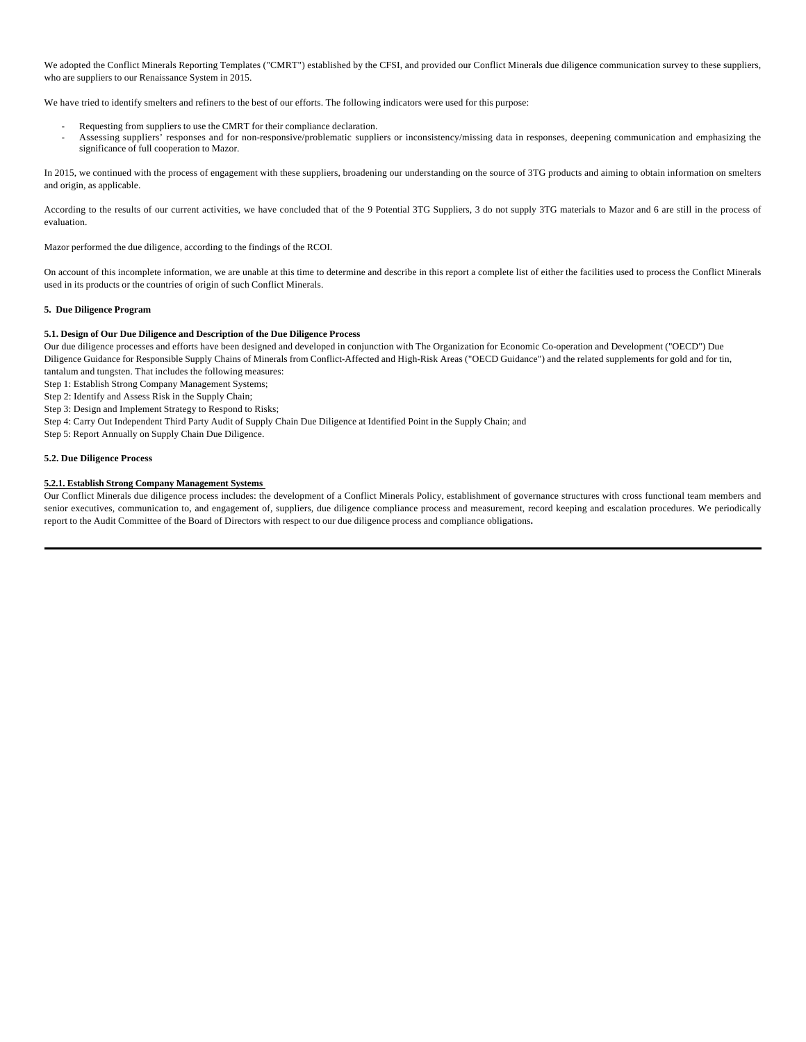We adopted the Conflict Minerals Reporting Templates ("CMRT") established by the CFSI, and provided our Conflict Minerals due diligence communication survey to these suppliers, who are suppliers to our Renaissance System in 2015.

We have tried to identify smelters and refiners to the best of our efforts. The following indicators were used for this purpose:

- Requesting from suppliers to use the CMRT for their compliance declaration.
- Assessing suppliers' responses and for non-responsive/problematic suppliers or inconsistency/missing data in responses, deepening communication and emphasizing the significance of full cooperation to Mazor.

In 2015, we continued with the process of engagement with these suppliers, broadening our understanding on the source of 3TG products and aiming to obtain information on smelters and origin, as applicable.

According to the results of our current activities, we have concluded that of the 9 Potential 3TG Suppliers, 3 do not supply 3TG materials to Mazor and 6 are still in the process of evaluation.

Mazor performed the due diligence, according to the findings of the RCOI.

On account of this incomplete information, we are unable at this time to determine and describe in this report a complete list of either the facilities used to process the Conflict Minerals used in its products or the countries of origin of such Conflict Minerals.

**5. Due Diligence Program**

**5.1. Design of Our Due Diligence and Description of the Due Diligence Process**

Our due diligence processes and efforts have been designed and developed in conjunction with The Organization for Economic Co-operation and Development ("OECD") Due Diligence Guidance for Responsible Supply Chains of Minerals from Conflict-Affected and High-Risk Areas ("OECD Guidance") and the related supplements for gold and for tin, tantalum and tungsten. That includes the following measures:

Step 1: Establish Strong Company Management Systems;

Step 2: Identify and Assess Risk in the Supply Chain;

Step 3: Design and Implement Strategy to Respond to Risks;

Step 4: Carry Out Independent Third Party Audit of Supply Chain Due Diligence at Identified Point in the Supply Chain; and

Step 5: Report Annually on Supply Chain Due Diligence.

**5.2. Due Diligence Process**

**5.2.1. Establish Strong Company Management Systems**

Our Conflict Minerals due diligence process includes: the development of a Conflict Minerals Policy, establishment of governance structures with cross functional team members and senior executives, communication to, and engagement of, suppliers, due diligence compliance process and measurement, record keeping and escalation procedures. We periodically report to the Audit Committee of the Board of Directors with respect to our due diligence process and compliance obligations.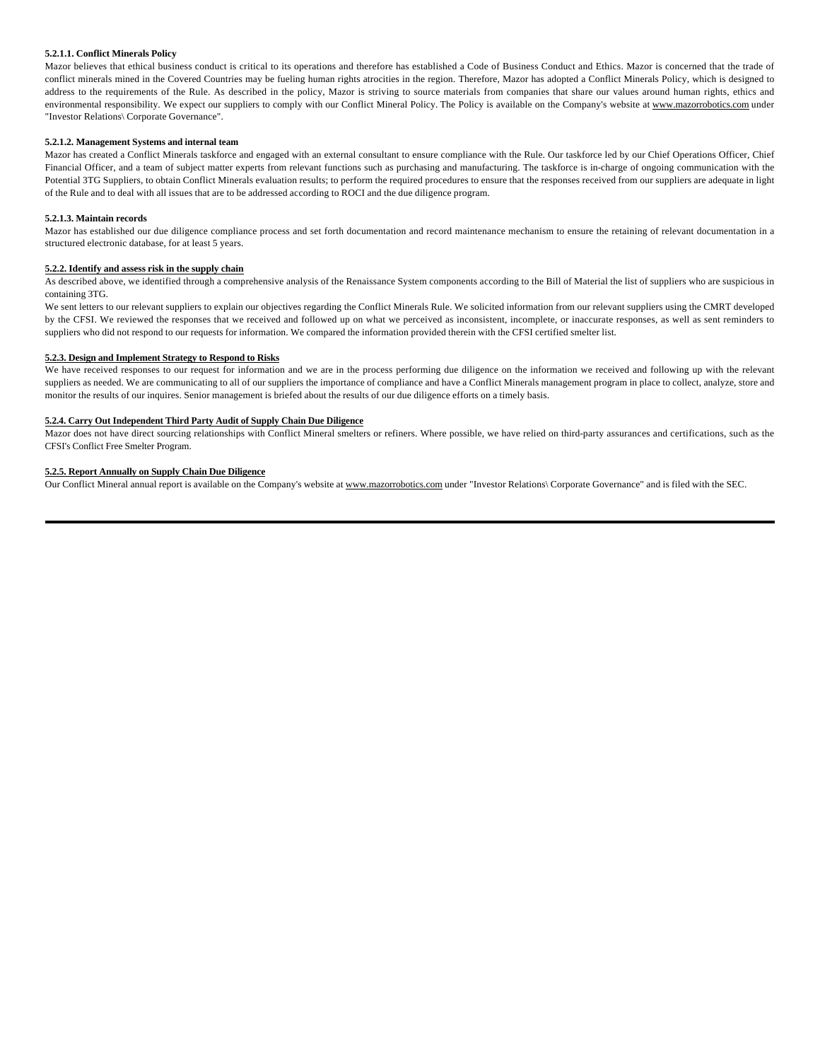#### 5.2.1.1. Conflict Minerals Policy

Mazor believes that ethical business conduct is critical to its operations and therefore has established a Code of Business Conduct and Ethics. Mazor is concerned that the trade of conflict minerals mined in the Covered Countries may be fueling human rights atrocities in the region. Therefore, Mazor has adopted a Conflict Minerals Policy, which is designed to address to the requirements of the Rule. As described in the policy, Mazor is striving to source materials from companies that share our values around human rights, ethics and environmental responsibility. We expect our suppliers to comply with our Conflict Mineral Policy. The Policy is available on the Company's website at www.mazorrobotics.com under "Investor Relations\ Corporate Governance".

#### 5.2.1.2. Management Systems and internal team

Mazor has created a Conflict Minerals taskforce and engaged with an external consultant to ensure compliance with the Rule. Our taskforce led by our Chief Operations Officer, Chief Financial Officer, and a team of subject matter experts from relevant functions such as purchasing and manufacturing. The taskforce is in-charge of ongoing communication with the Potential 3TG Suppliers, to obtain Conflict Minerals evaluation results; to perform the required procedures to ensure that the responses received from our suppliers are adequate in light of the Rule and to deal with all issues that are to be addressed according to ROCI and the due diligence program.

#### 5.2.1.3. Maintain records

Mazor has established our due diligence compliance process and set forth documentation and record maintenance mechanism to ensure the retaining of relevant documentation in a structured electronic database, for at least 5 years.

#### 5.2.2. Identify and assess risk in the supply chain

As described above, we identified through a comprehensive analysis of the Renaissance System components according to the Bill of Material the list of suppliers who are suspicious in containing 3TG.

We sent letters to our relevant suppliers to explain our objectives regarding the Conflict Minerals Rule. We solicited information from our relevant suppliers using the CMRT developed by the CFSI. We reviewed the responses that we received and followed up on what we perceived as inconsistent, incomplete, or inaccurate responses, as well as sent reminders to suppliers who did not respond to our requests for information. We compared the information provided therein with the CFSI certified smelter list.

#### 5.2.3. Design and Implement Strategy to Respond to Risks

We have received responses to our request for information and we are in the process performing due diligence on the information we received and following up with the relevant suppliers as needed. We are communicating to all of our suppliers the importance of compliance and have a Conflict Minerals management program in place to collect, analyze, store and monitor the results of our inquires. Senior management is briefed about the results of our due diligence efforts on a timely basis.

#### 5.2.4. Carry Out Independent Third Party Audit of Supply Chain Due Diligence

Mazor does not have direct sourcing relationships with Conflict Mineral smelters or refiners. Where possible, we have relied on third-party assurances and certifications, such as the CFSI's Conflict Free Smelter Program.

#### 5.2.5. Report Annually on Supply Chain Due Diligence

Our Conflict Mineral annual report is available on the Company's website at www.mazorrobotics.com under "Investor Relations\ Corporate Governance" and is filed with the SEC.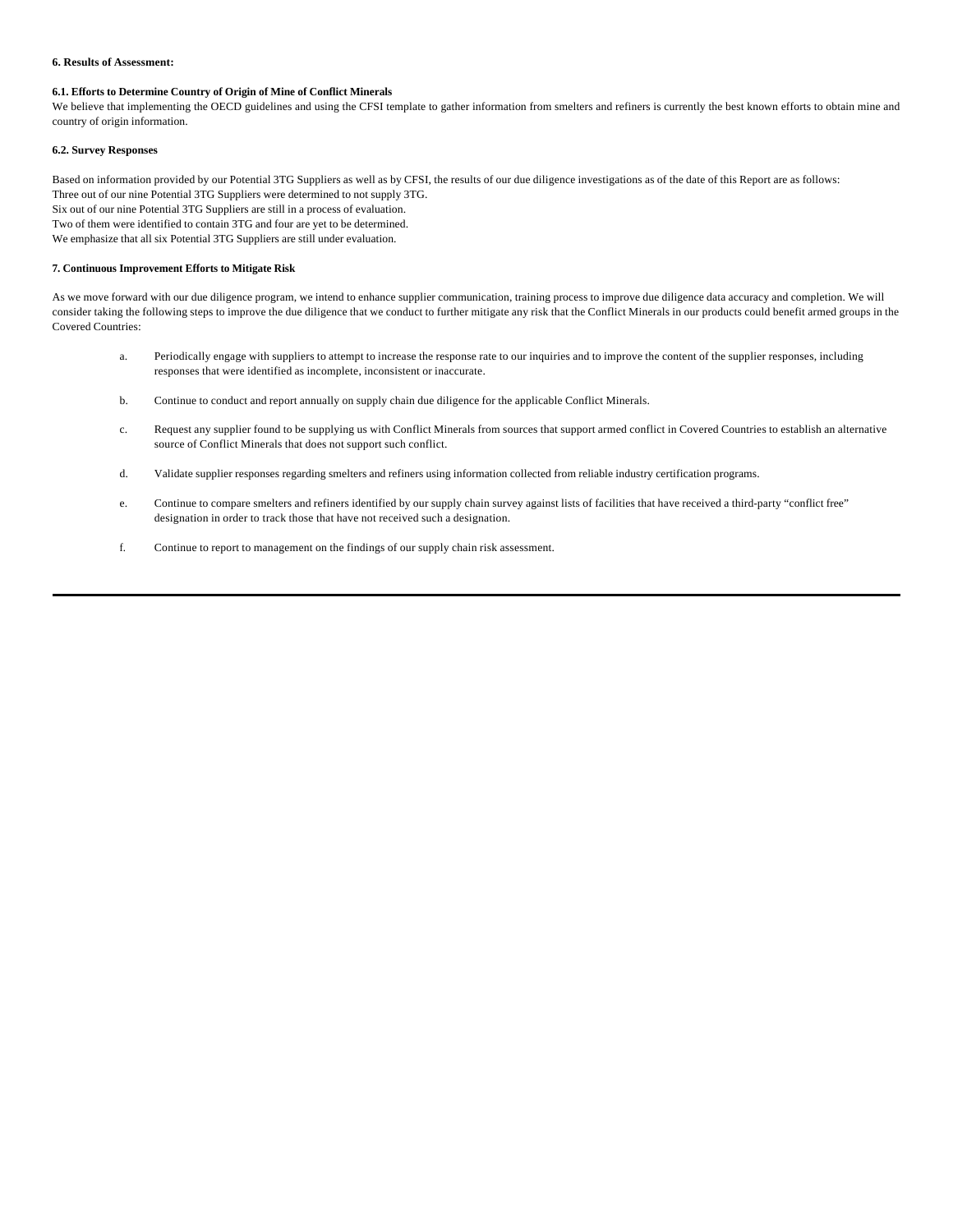## 6. Results of Assessment:

### 6.1. Efforts to Determine Country of Origin of Mine of Conflict Minerals

We believe that implementing the OECD guidelines and using the CFSI template to gather information from smelters and refiners is currently the best known efforts to obtain mine and country of origin information.

### 6.2. Survey Responses

Based on information provided by our Potential 3TG Suppliers as well as by CFSI, the results of our due diligence investigations as of the date of this Report are as follows:
Three out of our nine Potential 3TG Suppliers were determined to not supply 3TG.
Six out of our nine Potential 3TG Suppliers are still in a process of evaluation.
Two of them were identified to contain 3TG and four are yet to be determined.
We emphasize that all six Potential 3TG Suppliers are still under evaluation.

## 7. Continuous Improvement Efforts to Mitigate Risk

As we move forward with our due diligence program, we intend to enhance supplier communication, training process to improve due diligence data accuracy and completion. We will consider taking the following steps to improve the due diligence that we conduct to further mitigate any risk that the Conflict Minerals in our products could benefit armed groups in the Covered Countries:

a. Periodically engage with suppliers to attempt to increase the response rate to our inquiries and to improve the content of the supplier responses, including responses that were identified as incomplete, inconsistent or inaccurate.

b. Continue to conduct and report annually on supply chain due diligence for the applicable Conflict Minerals.

c. Request any supplier found to be supplying us with Conflict Minerals from sources that support armed conflict in Covered Countries to establish an alternative source of Conflict Minerals that does not support such conflict.

d. Validate supplier responses regarding smelters and refiners using information collected from reliable industry certification programs.

e. Continue to compare smelters and refiners identified by our supply chain survey against lists of facilities that have received a third-party "conflict free" designation in order to track those that have not received such a designation.

f. Continue to report to management on the findings of our supply chain risk assessment.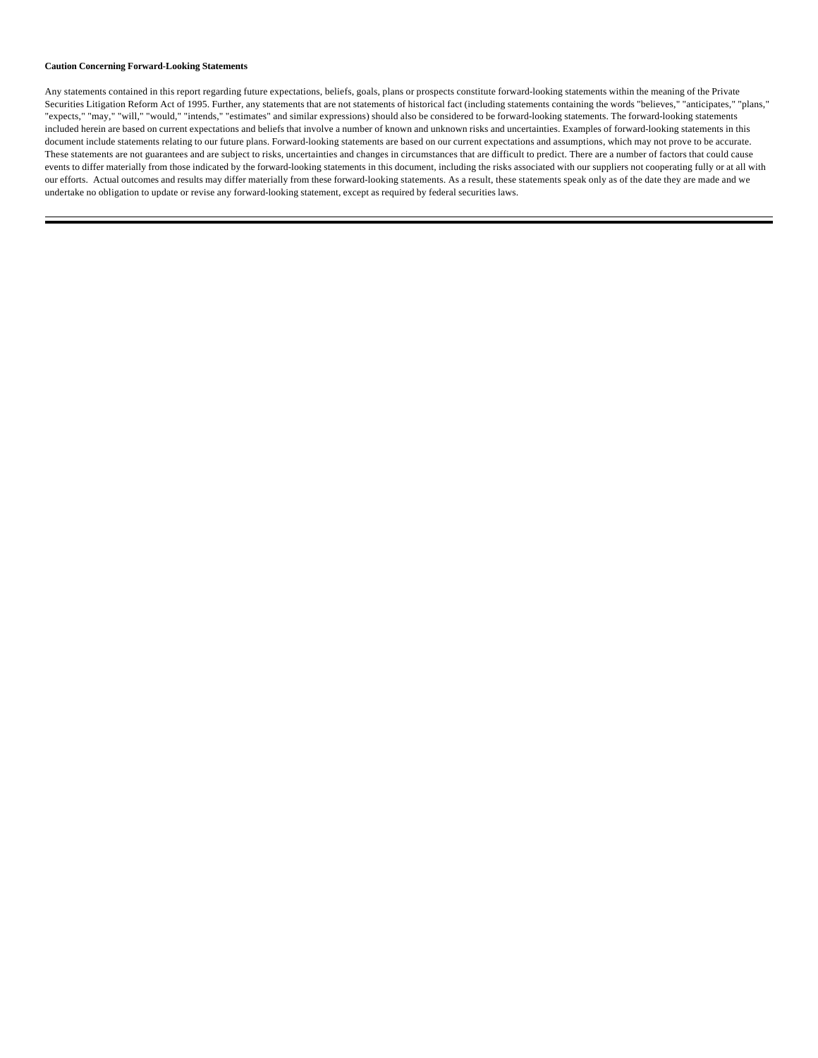**Caution Concerning Forward-Looking Statements**

Any statements contained in this report regarding future expectations, beliefs, goals, plans or prospects constitute forward-looking statements within the meaning of the Private Securities Litigation Reform Act of 1995. Further, any statements that are not statements of historical fact (including statements containing the words "believes," "anticipates," "plans," "expects," "may," "will," "would," "intends," "estimates" and similar expressions) should also be considered to be forward-looking statements. The forward-looking statements included herein are based on current expectations and beliefs that involve a number of known and unknown risks and uncertainties. Examples of forward-looking statements in this document include statements relating to our future plans. Forward-looking statements are based on our current expectations and assumptions, which may not prove to be accurate. These statements are not guarantees and are subject to risks, uncertainties and changes in circumstances that are difficult to predict. There are a number of factors that could cause events to differ materially from those indicated by the forward-looking statements in this document, including the risks associated with our suppliers not cooperating fully or at all with our efforts. Actual outcomes and results may differ materially from these forward-looking statements. As a result, these statements speak only as of the date they are made and we undertake no obligation to update or revise any forward-looking statement, except as required by federal securities laws.